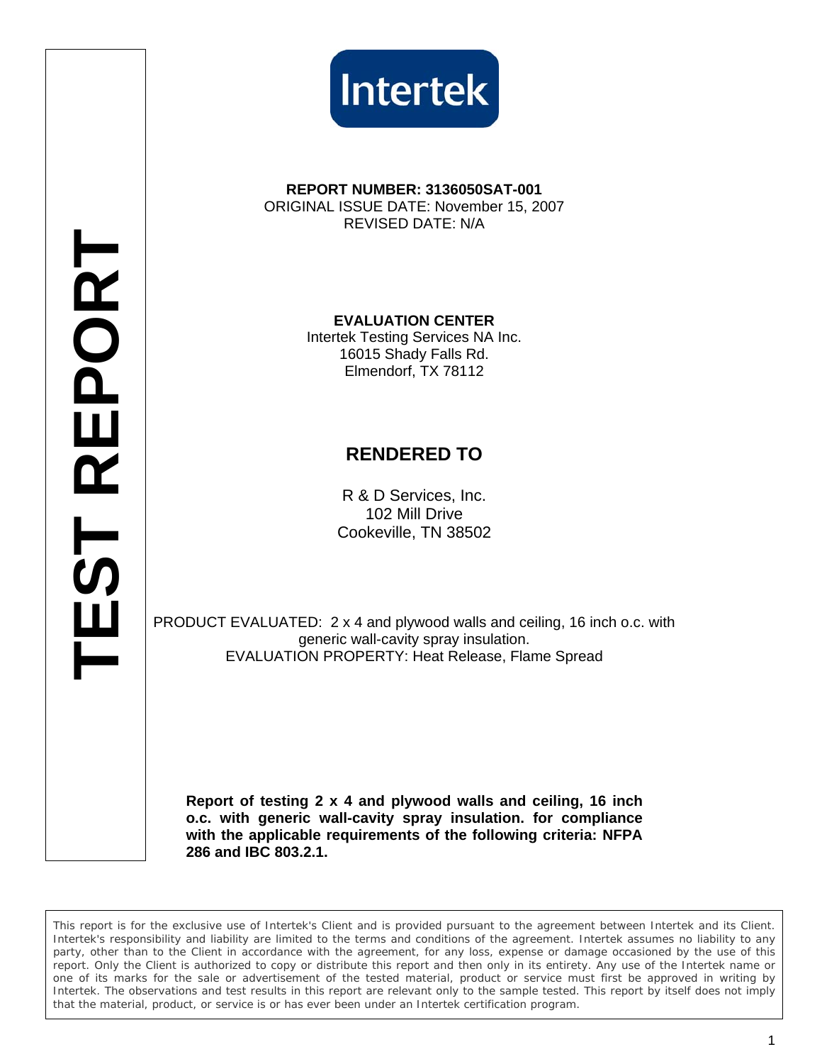# TEST REPORT

Intertek

**REPORT NUMBER: 3136050SAT-001**
ORIGINAL ISSUE DATE: November 15, 2007
REVISED DATE: N/A

**EVALUATION CENTER**
Intertek Testing Services NA Inc.
16015 Shady Falls Rd.
Elmendorf, TX 78112

## RENDERED TO

R & D Services, Inc.
102 Mill Drive
Cookeville, TN 38502

PRODUCT EVALUATED: 2 x 4 and plywood walls and ceiling, 16 inch o.c. with generic wall-cavity spray insulation.
EVALUATION PROPERTY: Heat Release, Flame Spread

**Report of testing 2 x 4 and plywood walls and ceiling, 16 inch o.c. with generic wall-cavity spray insulation. for compliance with the applicable requirements of the following criteria: NFPA 286 and IBC 803.2.1.**

This report is for the exclusive use of Intertek's Client and is provided pursuant to the agreement between Intertek and its Client. Intertek's responsibility and liability are limited to the terms and conditions of the agreement. Intertek assumes no liability to any party, other than to the Client in accordance with the agreement, for any loss, expense or damage occasioned by the use of this report. Only the Client is authorized to copy or distribute this report and then only in its entirety. Any use of the Intertek name or one of its marks for the sale or advertisement of the tested material, product or service must first be approved in writing by Intertek. The observations and test results in this report are relevant only to the sample tested. This report by itself does not imply that the material, product, or service is or has ever been under an Intertek certification program.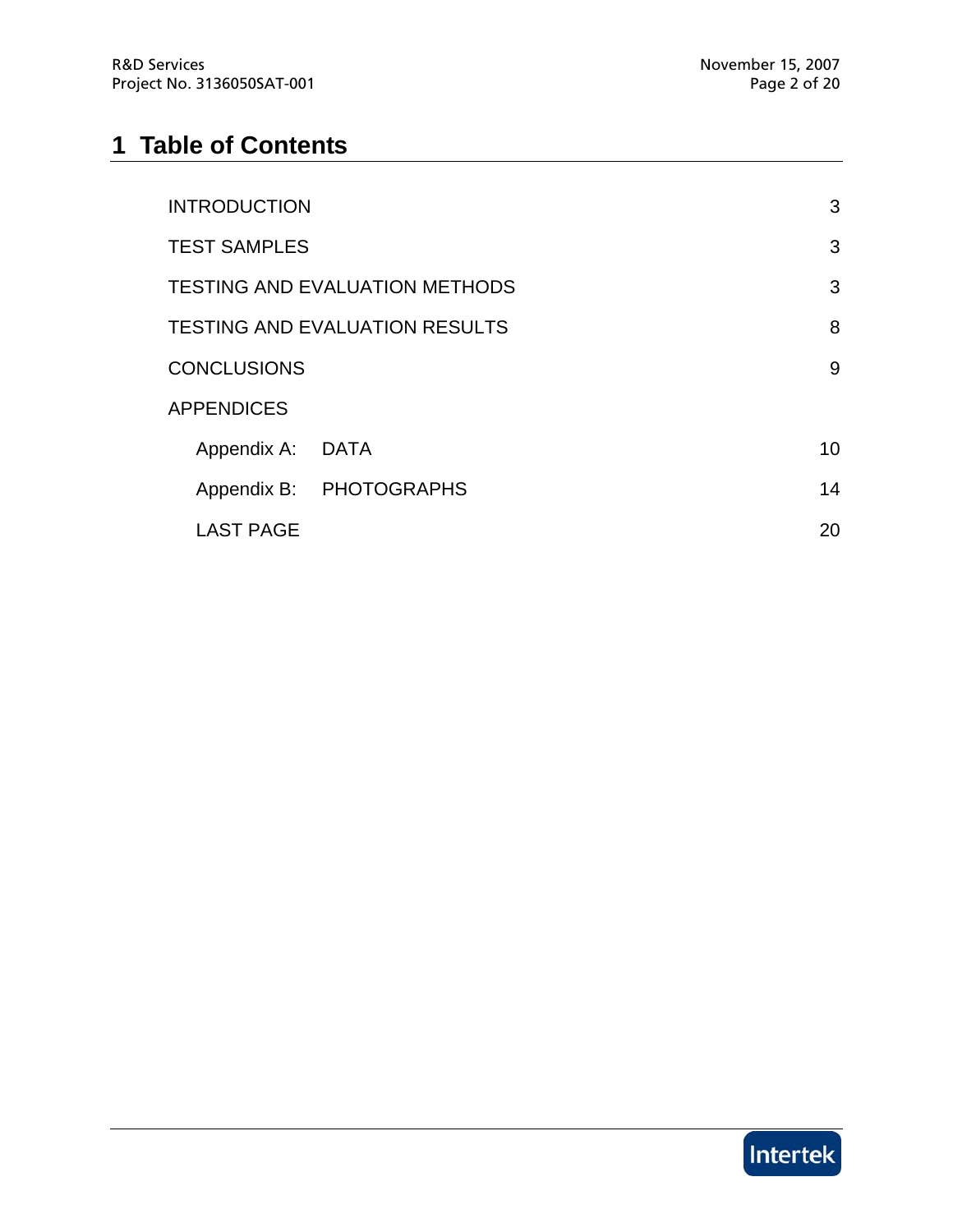# 1 Table of Contents

| | |
|---|---|
| INTRODUCTION | 3 |
| TEST SAMPLES | 3 |
| TESTING AND EVALUATION METHODS | 3 |
| TESTING AND EVALUATION RESULTS | 8 |
| CONCLUSIONS | 9 |
| APPENDICES | |
| Appendix A: DATA | 10 |
| Appendix B: PHOTOGRAPHS | 14 |
| LAST PAGE | 20 |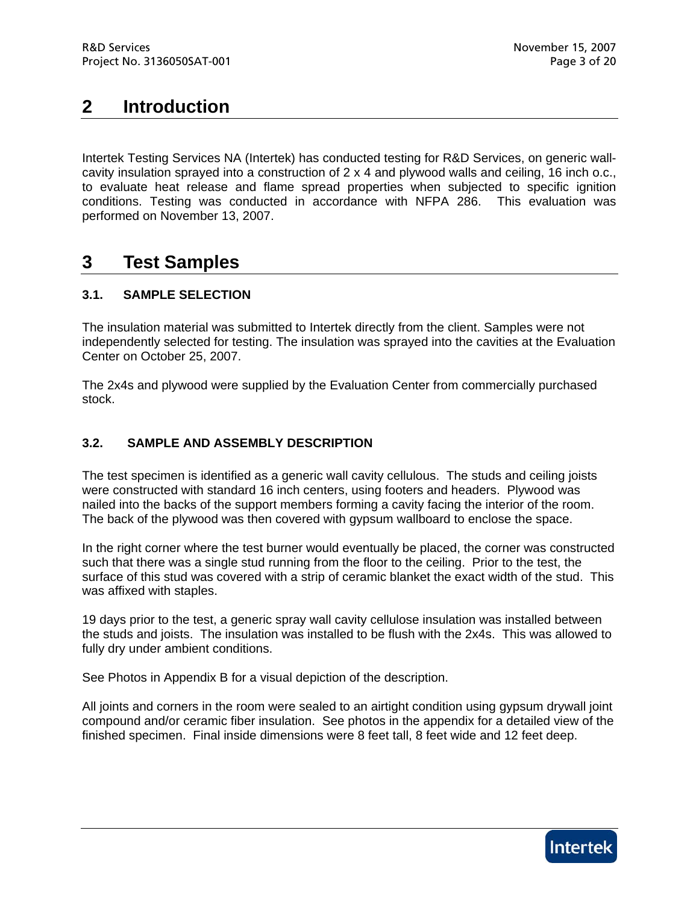# 2 Introduction

Intertek Testing Services NA (Intertek) has conducted testing for R&D Services, on generic wall-cavity insulation sprayed into a construction of 2 x 4 and plywood walls and ceiling, 16 inch o.c., to evaluate heat release and flame spread properties when subjected to specific ignition conditions. Testing was conducted in accordance with NFPA 286. This evaluation was performed on November 13, 2007.

# 3 Test Samples

### 3.1. SAMPLE SELECTION

The insulation material was submitted to Intertek directly from the client. Samples were not independently selected for testing. The insulation was sprayed into the cavities at the Evaluation Center on October 25, 2007.

The 2x4s and plywood were supplied by the Evaluation Center from commercially purchased stock.

### 3.2. SAMPLE AND ASSEMBLY DESCRIPTION

The test specimen is identified as a generic wall cavity cellulous. The studs and ceiling joists were constructed with standard 16 inch centers, using footers and headers. Plywood was nailed into the backs of the support members forming a cavity facing the interior of the room. The back of the plywood was then covered with gypsum wallboard to enclose the space.

In the right corner where the test burner would eventually be placed, the corner was constructed such that there was a single stud running from the floor to the ceiling. Prior to the test, the surface of this stud was covered with a strip of ceramic blanket the exact width of the stud. This was affixed with staples.

19 days prior to the test, a generic spray wall cavity cellulose insulation was installed between the studs and joists. The insulation was installed to be flush with the 2x4s. This was allowed to fully dry under ambient conditions.

See Photos in Appendix B for a visual depiction of the description.

All joints and corners in the room were sealed to an airtight condition using gypsum drywall joint compound and/or ceramic fiber insulation. See photos in the appendix for a detailed view of the finished specimen. Final inside dimensions were 8 feet tall, 8 feet wide and 12 feet deep.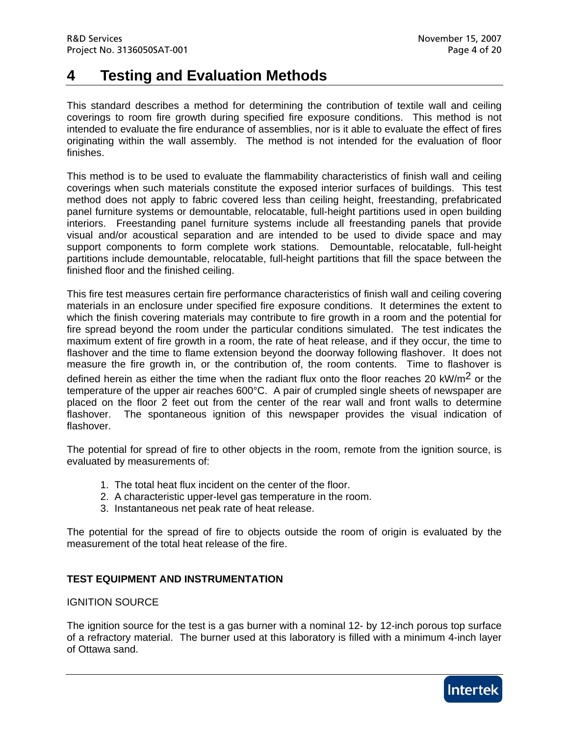# 4 Testing and Evaluation Methods

This standard describes a method for determining the contribution of textile wall and ceiling coverings to room fire growth during specified fire exposure conditions. This method is not intended to evaluate the fire endurance of assemblies, nor is it able to evaluate the effect of fires originating within the wall assembly. The method is not intended for the evaluation of floor finishes.

This method is to be used to evaluate the flammability characteristics of finish wall and ceiling coverings when such materials constitute the exposed interior surfaces of buildings. This test method does not apply to fabric covered less than ceiling height, freestanding, prefabricated panel furniture systems or demountable, relocatable, full-height partitions used in open building interiors. Freestanding panel furniture systems include all freestanding panels that provide visual and/or acoustical separation and are intended to be used to divide space and may support components to form complete work stations. Demountable, relocatable, full-height partitions include demountable, relocatable, full-height partitions that fill the space between the finished floor and the finished ceiling.

This fire test measures certain fire performance characteristics of finish wall and ceiling covering materials in an enclosure under specified fire exposure conditions. It determines the extent to which the finish covering materials may contribute to fire growth in a room and the potential for fire spread beyond the room under the particular conditions simulated. The test indicates the maximum extent of fire growth in a room, the rate of heat release, and if they occur, the time to flashover and the time to flame extension beyond the doorway following flashover. It does not measure the fire growth in, or the contribution of, the room contents. Time to flashover is defined herein as either the time when the radiant flux onto the floor reaches 20 kW/m$^2$ or the temperature of the upper air reaches 600°C. A pair of crumpled single sheets of newspaper are placed on the floor 2 feet out from the center of the rear wall and front walls to determine flashover. The spontaneous ignition of this newspaper provides the visual indication of flashover.

The potential for spread of fire to other objects in the room, remote from the ignition source, is evaluated by measurements of:

1. The total heat flux incident on the center of the floor.
2. A characteristic upper-level gas temperature in the room.
3. Instantaneous net peak rate of heat release.

The potential for the spread of fire to objects outside the room of origin is evaluated by the measurement of the total heat release of the fire.

**TEST EQUIPMENT AND INSTRUMENTATION**

IGNITION SOURCE

The ignition source for the test is a gas burner with a nominal 12- by 12-inch porous top surface of a refractory material. The burner used at this laboratory is filled with a minimum 4-inch layer of Ottawa sand.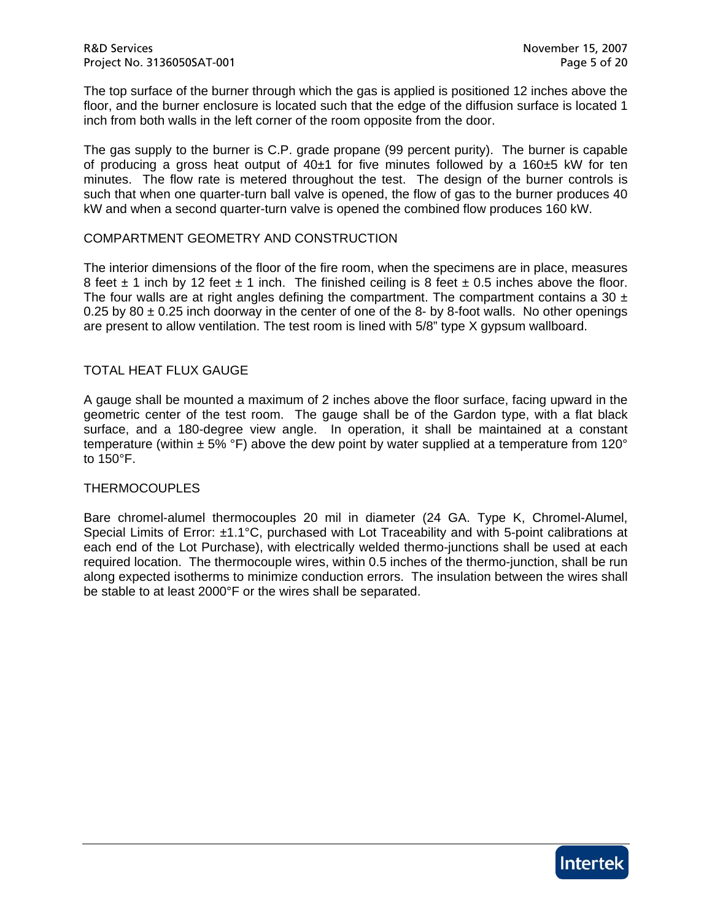The top surface of the burner through which the gas is applied is positioned 12 inches above the floor, and the burner enclosure is located such that the edge of the diffusion surface is located 1 inch from both walls in the left corner of the room opposite from the door.

The gas supply to the burner is C.P. grade propane (99 percent purity). The burner is capable of producing a gross heat output of 40±1 for five minutes followed by a 160±5 kW for ten minutes. The flow rate is metered throughout the test. The design of the burner controls is such that when one quarter-turn ball valve is opened, the flow of gas to the burner produces 40 kW and when a second quarter-turn valve is opened the combined flow produces 160 kW.

## COMPARTMENT GEOMETRY AND CONSTRUCTION

The interior dimensions of the floor of the fire room, when the specimens are in place, measures 8 feet ± 1 inch by 12 feet ± 1 inch. The finished ceiling is 8 feet ± 0.5 inches above the floor. The four walls are at right angles defining the compartment. The compartment contains a 30 ± 0.25 by 80 ± 0.25 inch doorway in the center of one of the 8- by 8-foot walls. No other openings are present to allow ventilation. The test room is lined with 5/8" type X gypsum wallboard.

## TOTAL HEAT FLUX GAUGE

A gauge shall be mounted a maximum of 2 inches above the floor surface, facing upward in the geometric center of the test room. The gauge shall be of the Gardon type, with a flat black surface, and a 180-degree view angle. In operation, it shall be maintained at a constant temperature (within ± 5% °F) above the dew point by water supplied at a temperature from 120° to 150°F.

## THERMOCOUPLES

Bare chromel-alumel thermocouples 20 mil in diameter (24 GA. Type K, Chromel-Alumel, Special Limits of Error: ±1.1°C, purchased with Lot Traceability and with 5-point calibrations at each end of the Lot Purchase), with electrically welded thermo-junctions shall be used at each required location. The thermocouple wires, within 0.5 inches of the thermo-junction, shall be run along expected isotherms to minimize conduction errors. The insulation between the wires shall be stable to at least 2000°F or the wires shall be separated.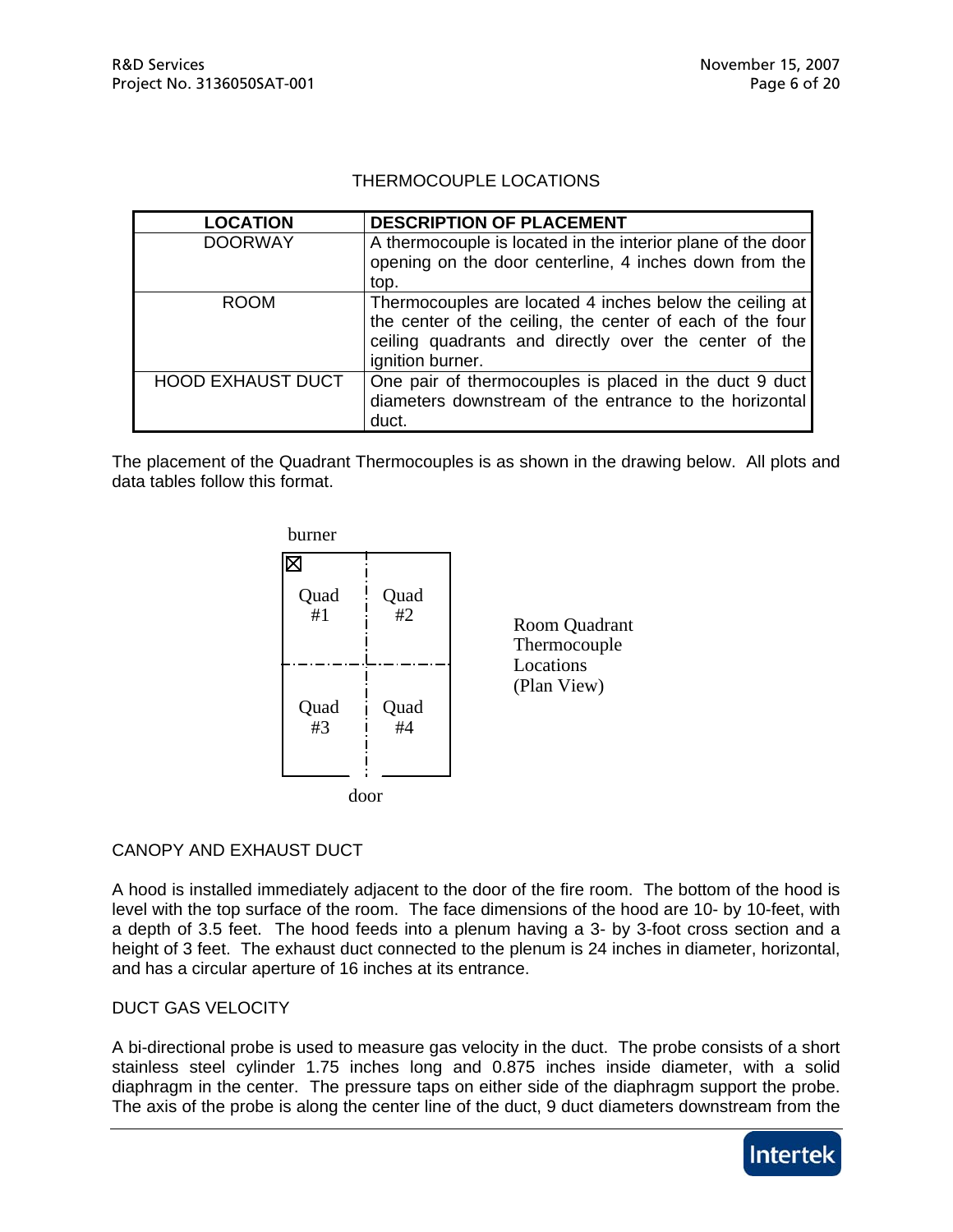## THERMOCOUPLE LOCATIONS

| LOCATION | DESCRIPTION OF PLACEMENT |
|---|---|
| DOORWAY | A thermocouple is located in the interior plane of the door opening on the door centerline, 4 inches down from the top. |
| ROOM | Thermocouples are located 4 inches below the ceiling at the center of the ceiling, the center of each of the four ceiling quadrants and directly over the center of the ignition burner. |
| HOOD EXHAUST DUCT | One pair of thermocouples is placed in the duct 9 duct diameters downstream of the entrance to the horizontal duct. |

The placement of the Quadrant Thermocouples is as shown in the drawing below. All plots and data tables follow this format.

burner

| Quad #1 | Quad #2 |
|---|---|
| Quad #3 | Quad #4 |

door

Room Quadrant Thermocouple Locations (Plan View)

## CANOPY AND EXHAUST DUCT

A hood is installed immediately adjacent to the door of the fire room. The bottom of the hood is level with the top surface of the room. The face dimensions of the hood are 10- by 10-feet, with a depth of 3.5 feet. The hood feeds into a plenum having a 3- by 3-foot cross section and a height of 3 feet. The exhaust duct connected to the plenum is 24 inches in diameter, horizontal, and has a circular aperture of 16 inches at its entrance.

## DUCT GAS VELOCITY

A bi-directional probe is used to measure gas velocity in the duct. The probe consists of a short stainless steel cylinder 1.75 inches long and 0.875 inches inside diameter, with a solid diaphragm in the center. The pressure taps on either side of the diaphragm support the probe. The axis of the probe is along the center line of the duct, 9 duct diameters downstream from the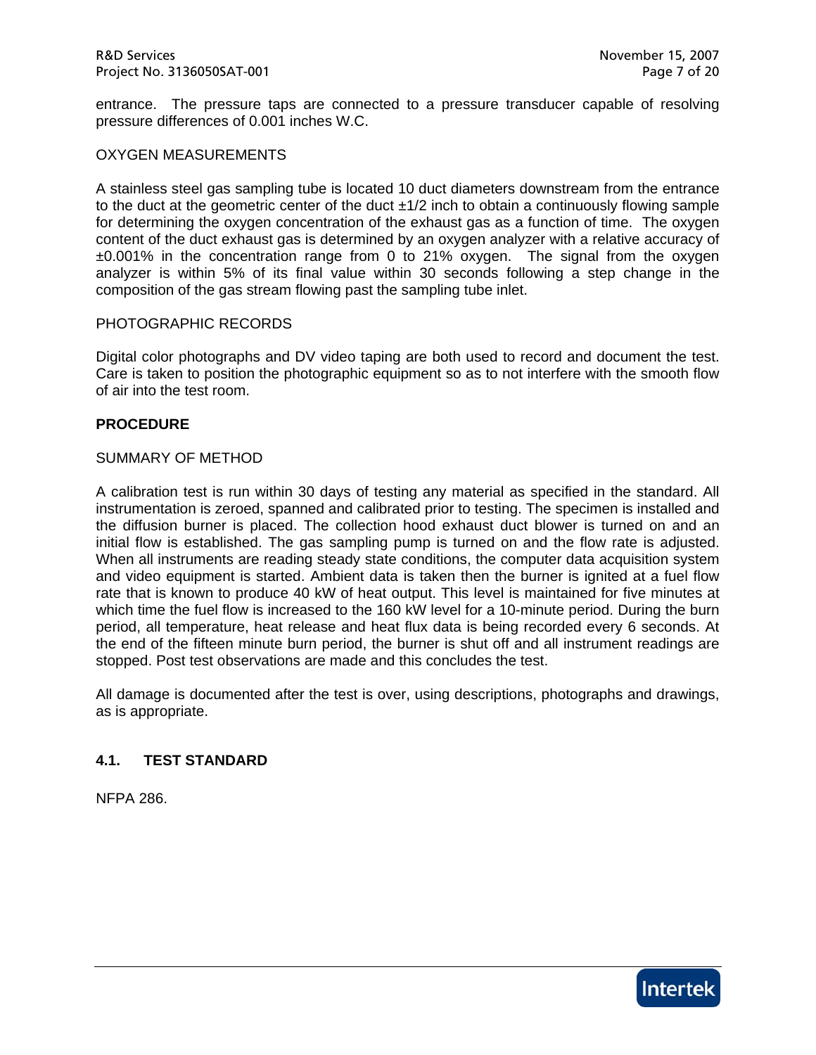entrance. The pressure taps are connected to a pressure transducer capable of resolving pressure differences of 0.001 inches W.C.

OXYGEN MEASUREMENTS

A stainless steel gas sampling tube is located 10 duct diameters downstream from the entrance to the duct at the geometric center of the duct ±1/2 inch to obtain a continuously flowing sample for determining the oxygen concentration of the exhaust gas as a function of time. The oxygen content of the duct exhaust gas is determined by an oxygen analyzer with a relative accuracy of ±0.001% in the concentration range from 0 to 21% oxygen. The signal from the oxygen analyzer is within 5% of its final value within 30 seconds following a step change in the composition of the gas stream flowing past the sampling tube inlet.

PHOTOGRAPHIC RECORDS

Digital color photographs and DV video taping are both used to record and document the test. Care is taken to position the photographic equipment so as to not interfere with the smooth flow of air into the test room.

**PROCEDURE**

SUMMARY OF METHOD

A calibration test is run within 30 days of testing any material as specified in the standard. All instrumentation is zeroed, spanned and calibrated prior to testing. The specimen is installed and the diffusion burner is placed. The collection hood exhaust duct blower is turned on and an initial flow is established. The gas sampling pump is turned on and the flow rate is adjusted. When all instruments are reading steady state conditions, the computer data acquisition system and video equipment is started. Ambient data is taken then the burner is ignited at a fuel flow rate that is known to produce 40 kW of heat output. This level is maintained for five minutes at which time the fuel flow is increased to the 160 kW level for a 10-minute period. During the burn period, all temperature, heat release and heat flux data is being recorded every 6 seconds. At the end of the fifteen minute burn period, the burner is shut off and all instrument readings are stopped. Post test observations are made and this concludes the test.

All damage is documented after the test is over, using descriptions, photographs and drawings, as is appropriate.

## 4.1. TEST STANDARD

NFPA 286.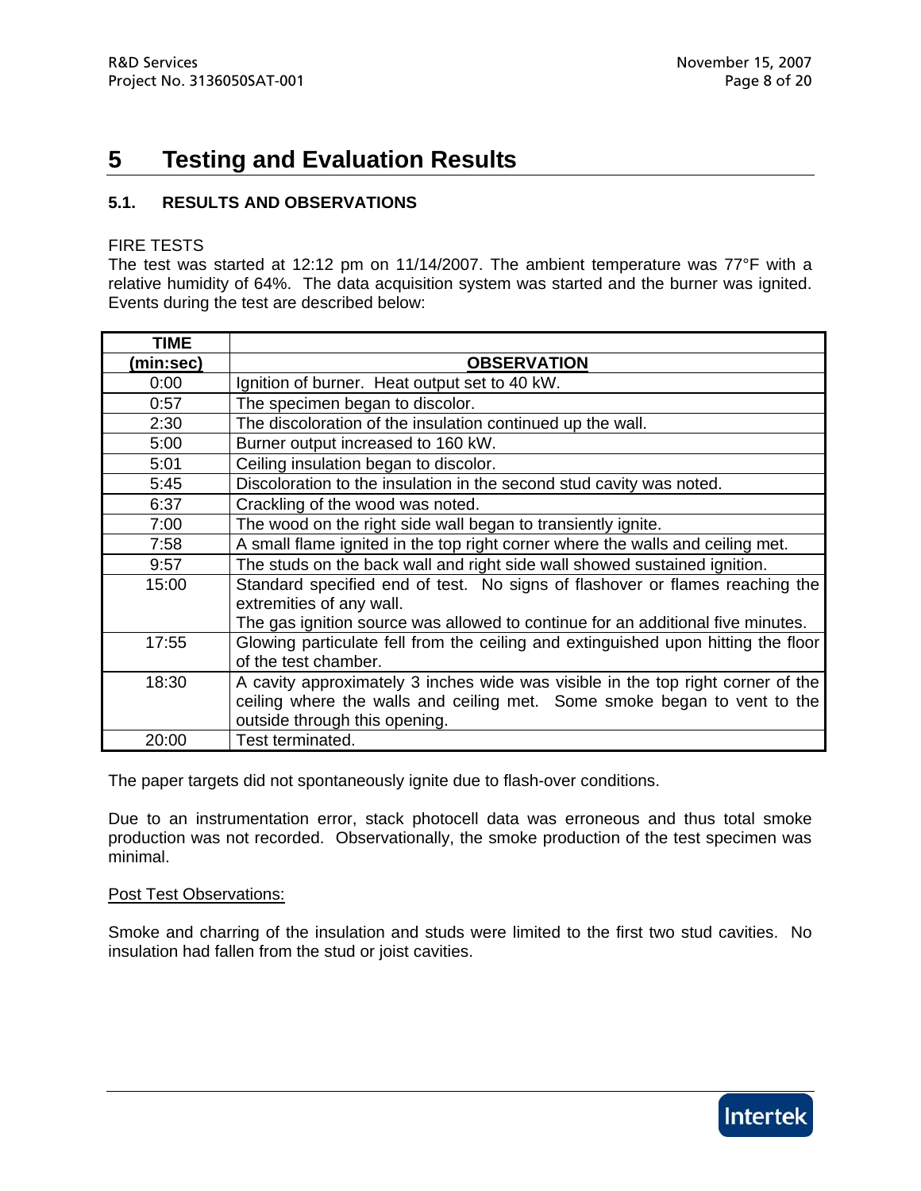# 5 Testing and Evaluation Results

## 5.1. RESULTS AND OBSERVATIONS

FIRE TESTS

The test was started at 12:12 pm on 11/14/2007. The ambient temperature was 77°F with a relative humidity of 64%. The data acquisition system was started and the burner was ignited. Events during the test are described below:

| TIME (min:sec) | OBSERVATION |
|---|---|
| 0:00 | Ignition of burner. Heat output set to 40 kW. |
| 0:57 | The specimen began to discolor. |
| 2:30 | The discoloration of the insulation continued up the wall. |
| 5:00 | Burner output increased to 160 kW. |
| 5:01 | Ceiling insulation began to discolor. |
| 5:45 | Discoloration to the insulation in the second stud cavity was noted. |
| 6:37 | Crackling of the wood was noted. |
| 7:00 | The wood on the right side wall began to transiently ignite. |
| 7:58 | A small flame ignited in the top right corner where the walls and ceiling met. |
| 9:57 | The studs on the back wall and right side wall showed sustained ignition. |
| 15:00 | Standard specified end of test. No signs of flashover or flames reaching the extremities of any wall.<br>The gas ignition source was allowed to continue for an additional five minutes. |
| 17:55 | Glowing particulate fell from the ceiling and extinguished upon hitting the floor of the test chamber. |
| 18:30 | A cavity approximately 3 inches wide was visible in the top right corner of the ceiling where the walls and ceiling met. Some smoke began to vent to the outside through this opening. |
| 20:00 | Test terminated. |

The paper targets did not spontaneously ignite due to flash-over conditions.

Due to an instrumentation error, stack photocell data was erroneous and thus total smoke production was not recorded. Observationally, the smoke production of the test specimen was minimal.

Post Test Observations:

Smoke and charring of the insulation and studs were limited to the first two stud cavities. No insulation had fallen from the stud or joist cavities.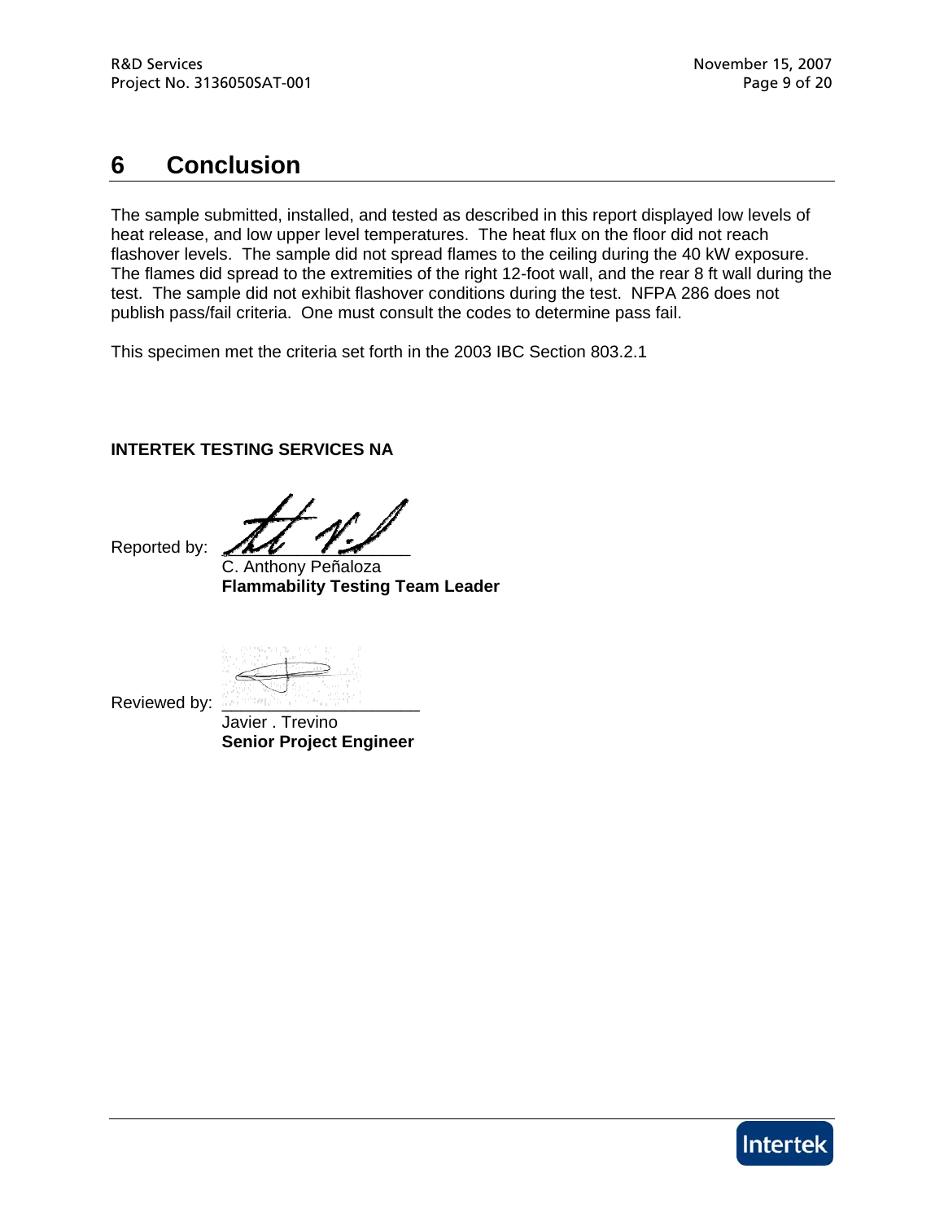# 6 Conclusion

The sample submitted, installed, and tested as described in this report displayed low levels of heat release, and low upper level temperatures. The heat flux on the floor did not reach flashover levels. The sample did not spread flames to the ceiling during the 40 kW exposure. The flames did spread to the extremities of the right 12-foot wall, and the rear 8 ft wall during the test. The sample did not exhibit flashover conditions during the test. NFPA 286 does not publish pass/fail criteria. One must consult the codes to determine pass fail.

This specimen met the criteria set forth in the 2003 IBC Section 803.2.1

**INTERTEK TESTING SERVICES NA**

Reported by: ____________________
C. Anthony Peñaloza
**Flammability Testing Team Leader**

Reviewed by: ____________________
Javier . Trevino
**Senior Project Engineer**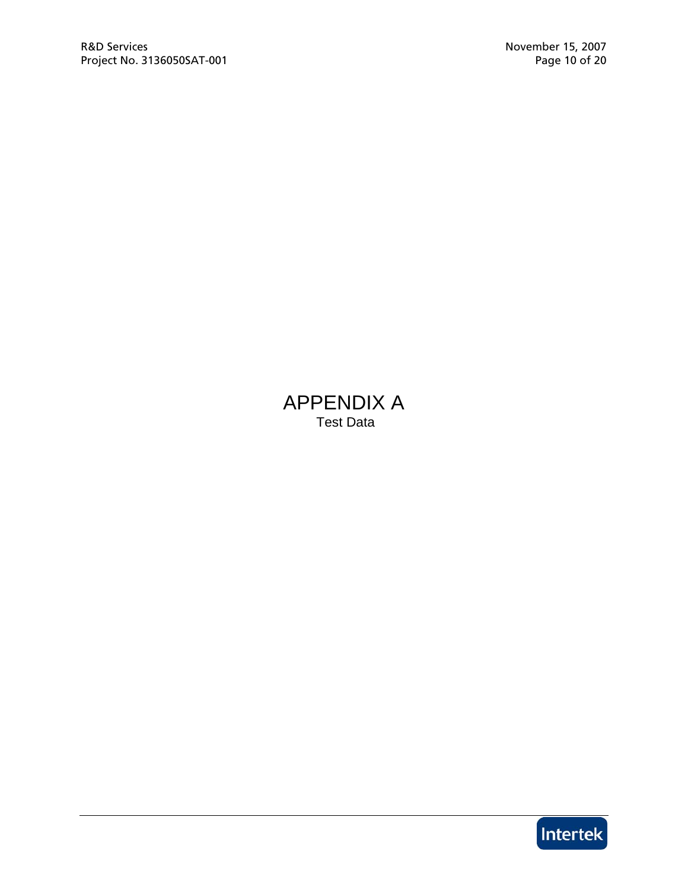# APPENDIX A

Test Data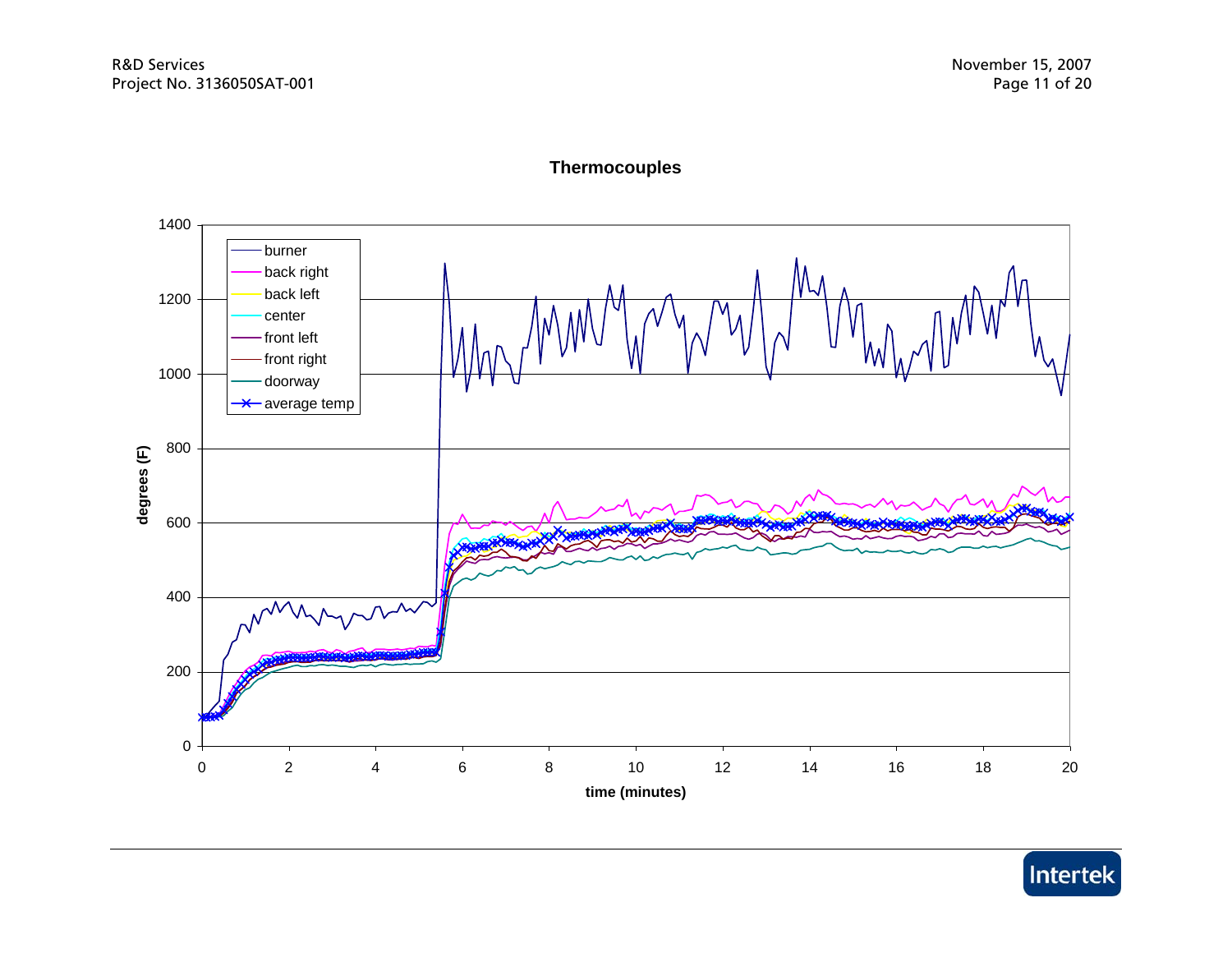**Thermocouples**

| | |
|---|---|
| | burner |
| | back right |
| | back left |
| | center |
| | front left |
| | front right |
| | doorway |
| | average temp |

degrees (F)

time (minutes)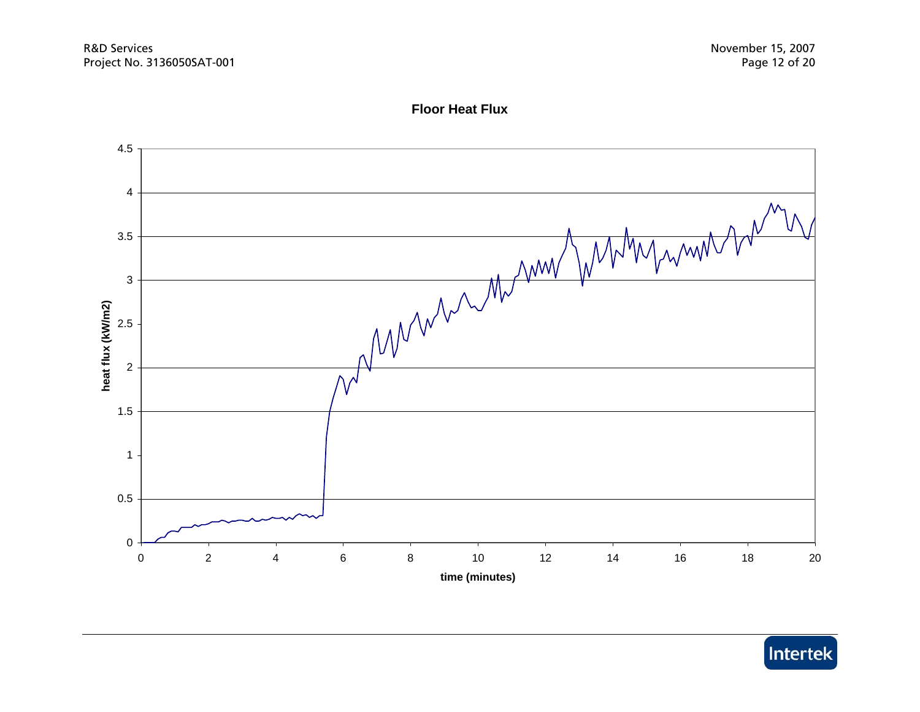**Floor Heat Flux**

heat flux (kW/m2) vs. time (minutes)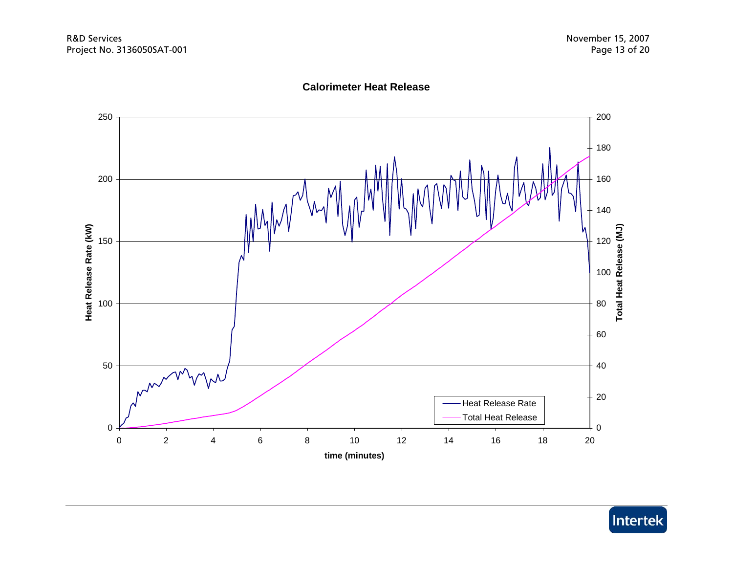**Calorimeter Heat Release**

Heat Release Rate (kW) | Total Heat Release (MJ) | time (minutes)

- Heat Release Rate
- Total Heat Release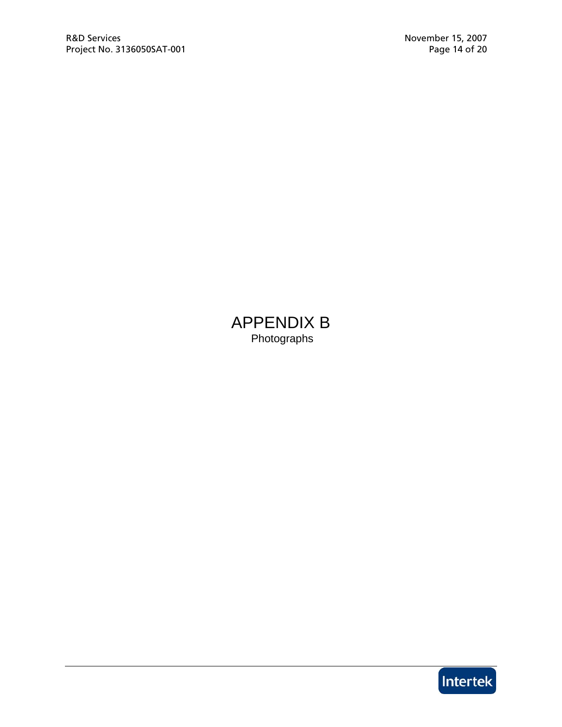# APPENDIX B

Photographs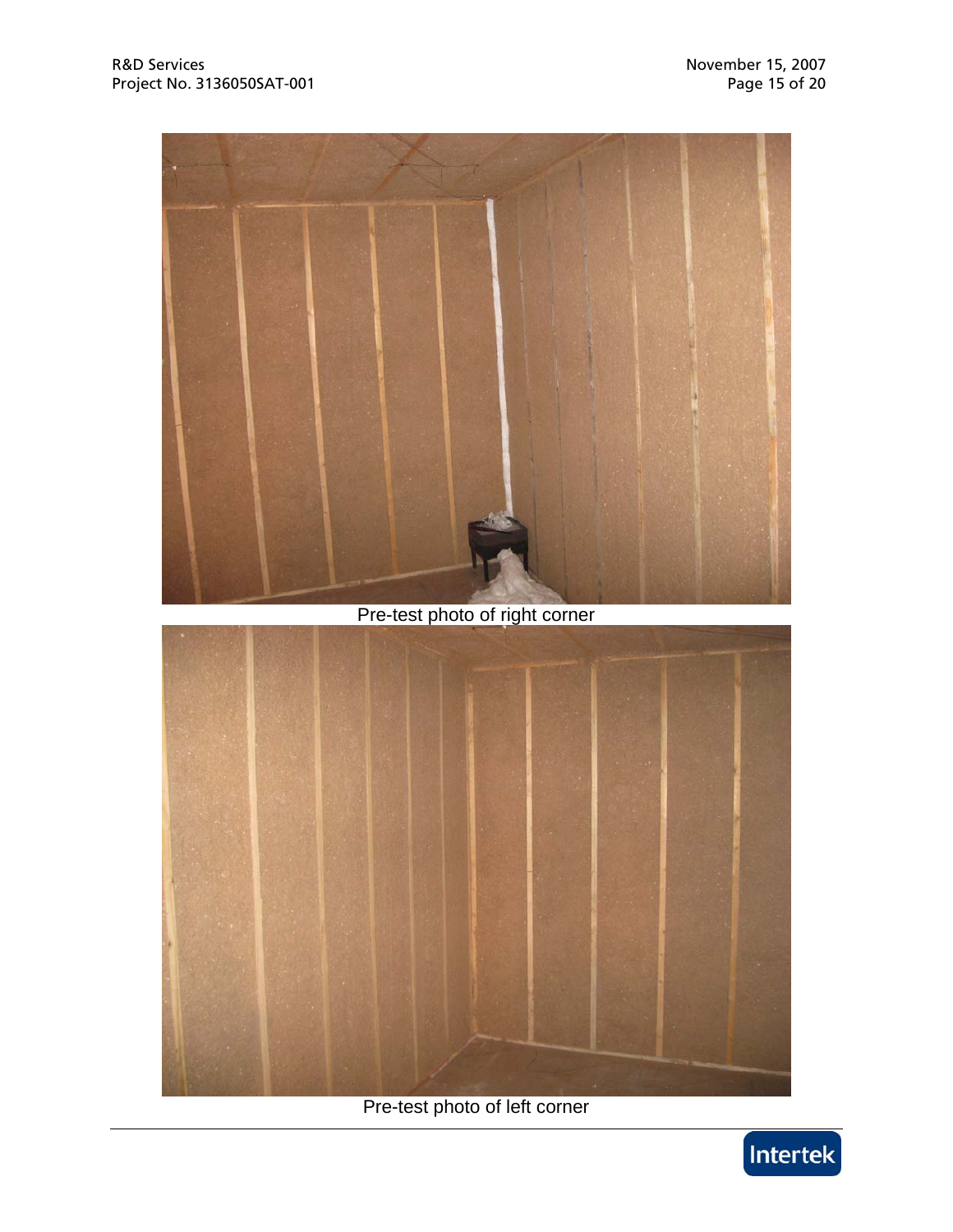Pre-test photo of right corner

Pre-test photo of left corner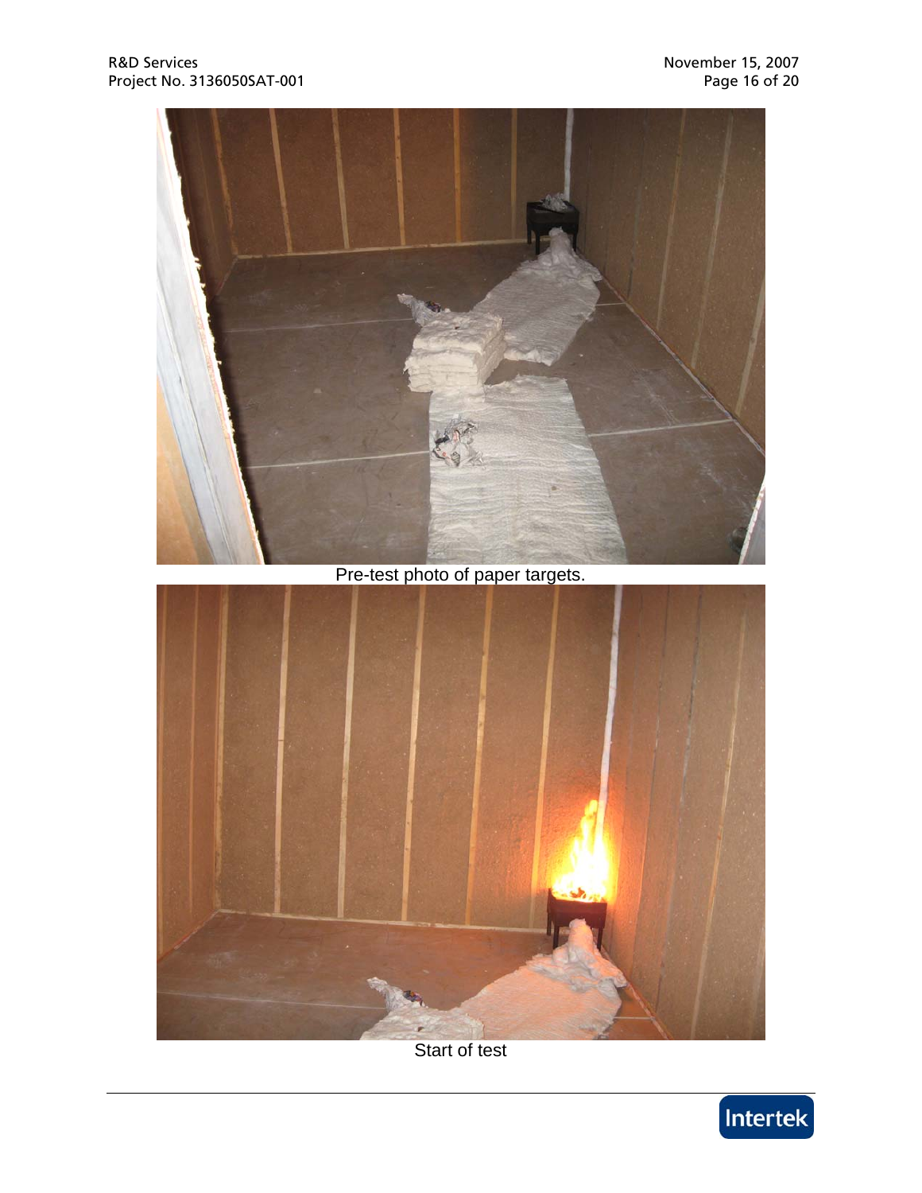Pre-test photo of paper targets.

Start of test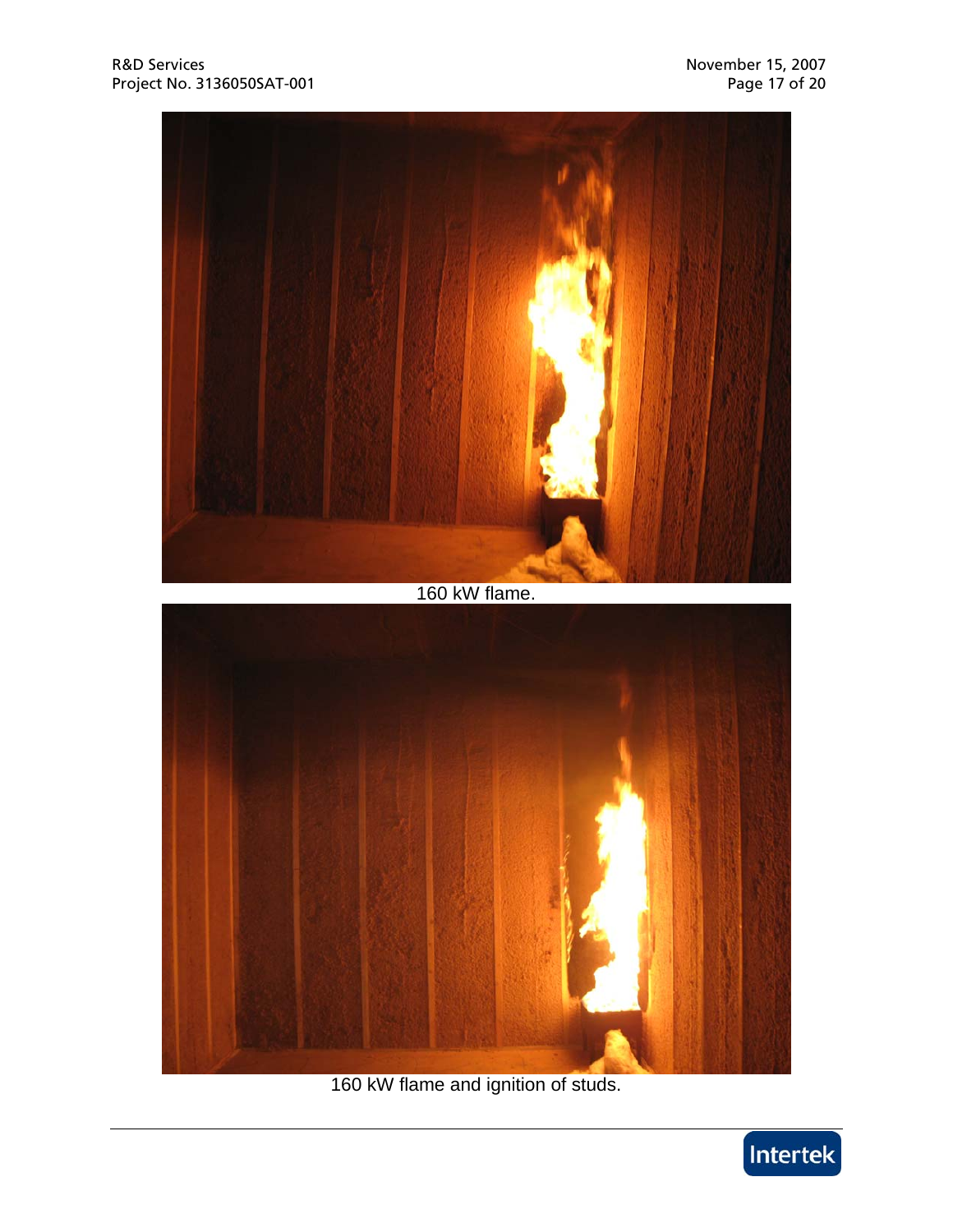160 kW flame.

160 kW flame and ignition of studs.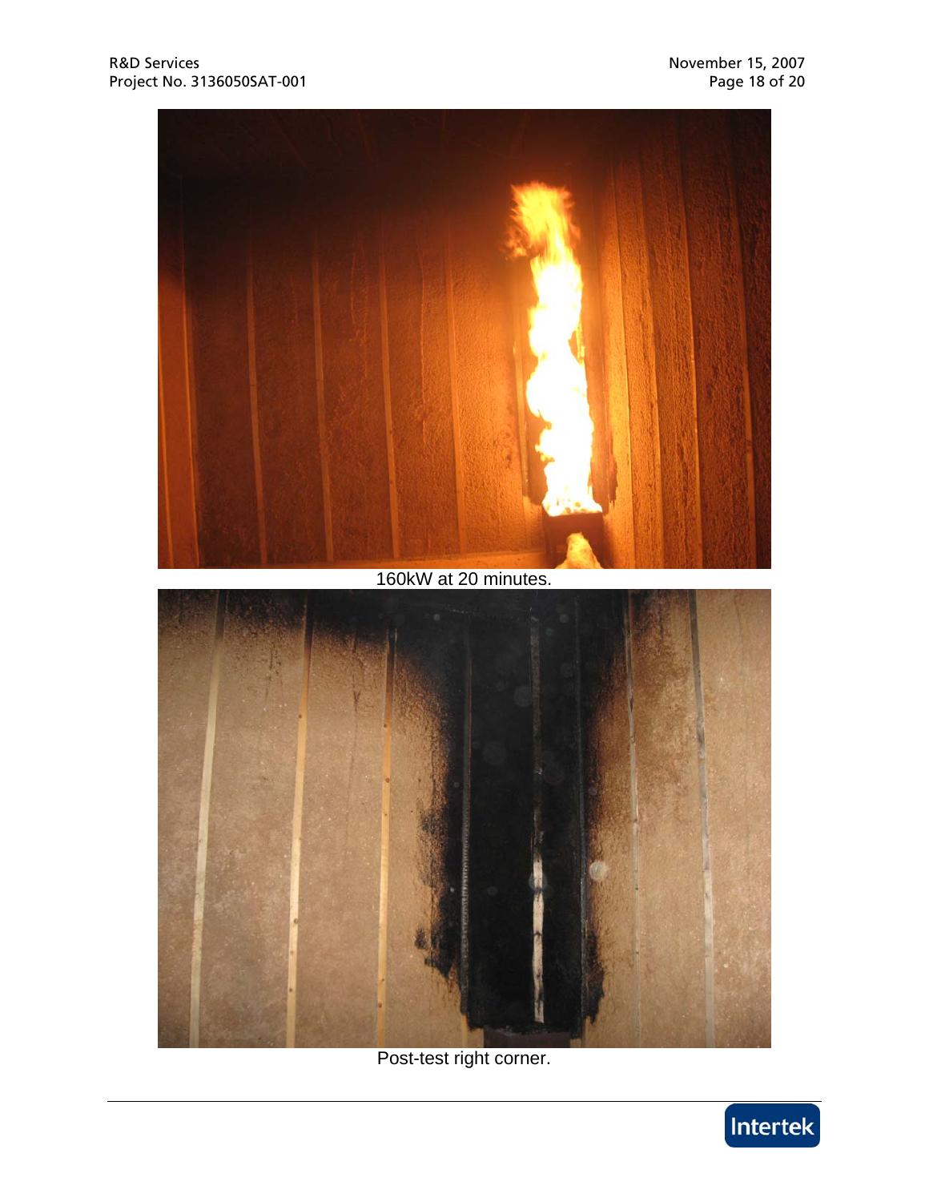160kW at 20 minutes.

Post-test right corner.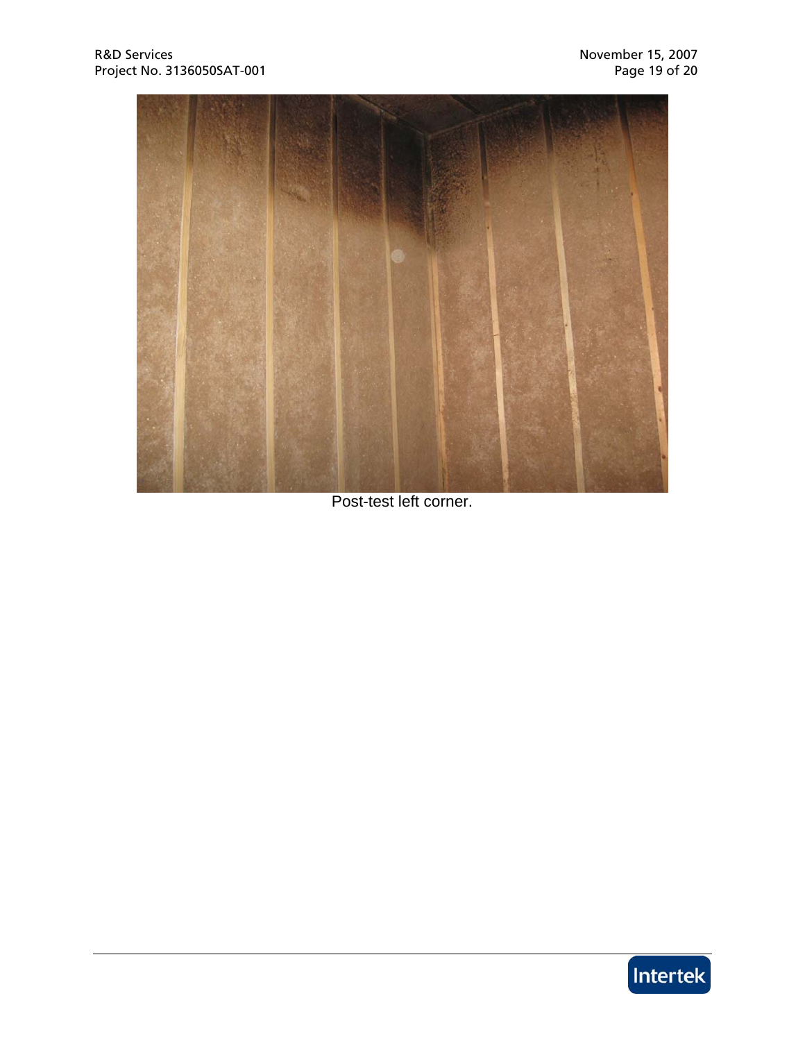Post-test left corner.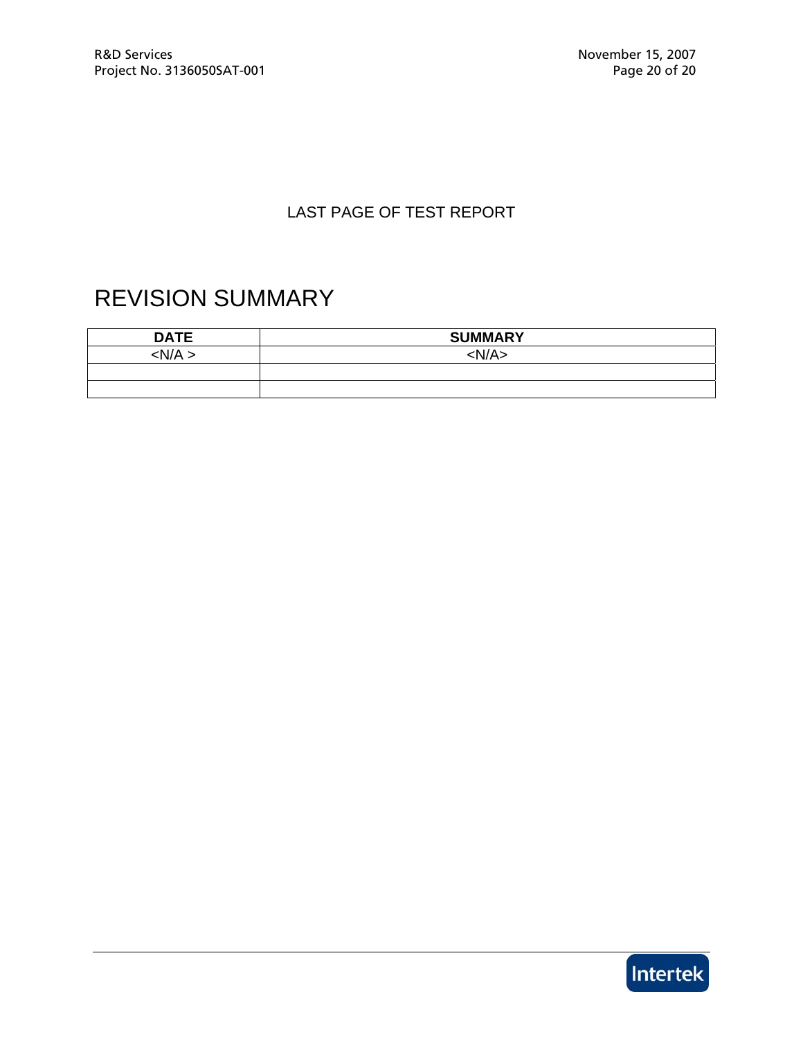LAST PAGE OF TEST REPORT

# REVISION SUMMARY

| DATE | SUMMARY |
|---|---|
| <N/A > | <N/A> |
| | |
| | |